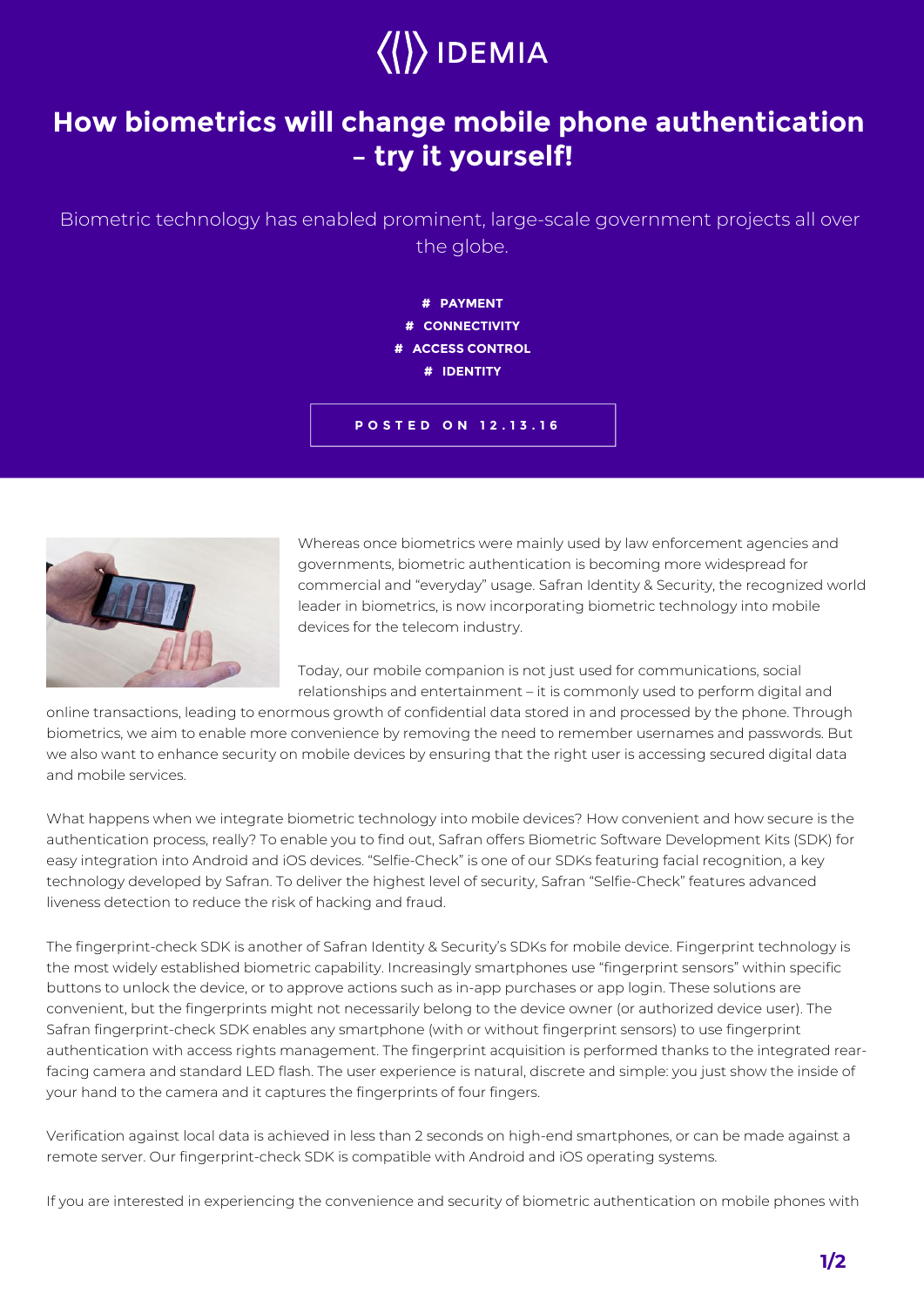IDEMIA

# How biometrics will change mobile phone authentication – try it yourself!

Biometric technology has enabled prominent, large-scale government projects all over the globe.

# PAYMENT
# CONNECTIVITY
# ACCESS CONTROL
# IDENTITY

POSTED ON 12.13.16

Whereas once biometrics were mainly used by law enforcement agencies and governments, biometric authentication is becoming more widespread for commercial and "everyday" usage. Safran Identity & Security, the recognized world leader in biometrics, is now incorporating biometric technology into mobile devices for the telecom industry.

Today, our mobile companion is not just used for communications, social relationships and entertainment – it is commonly used to perform digital and online transactions, leading to enormous growth of confidential data stored in and processed by the phone. Through biometrics, we aim to enable more convenience by removing the need to remember usernames and passwords. But we also want to enhance security on mobile devices by ensuring that the right user is accessing secured digital data and mobile services.

What happens when we integrate biometric technology into mobile devices? How convenient and how secure is the authentication process, really? To enable you to find out, Safran offers Biometric Software Development Kits (SDK) for easy integration into Android and iOS devices. "Selfie-Check" is one of our SDKs featuring facial recognition, a key technology developed by Safran. To deliver the highest level of security, Safran "Selfie-Check" features advanced liveness detection to reduce the risk of hacking and fraud.

The fingerprint-check SDK is another of Safran Identity & Security's SDKs for mobile device. Fingerprint technology is the most widely established biometric capability. Increasingly smartphones use "fingerprint sensors" within specific buttons to unlock the device, or to approve actions such as in-app purchases or app login. These solutions are convenient, but the fingerprints might not necessarily belong to the device owner (or authorized device user). The Safran fingerprint-check SDK enables any smartphone (with or without fingerprint sensors) to use fingerprint authentication with access rights management. The fingerprint acquisition is performed thanks to the integrated rear-facing camera and standard LED flash. The user experience is natural, discrete and simple: you just show the inside of your hand to the camera and it captures the fingerprints of four fingers.

Verification against local data is achieved in less than 2 seconds on high-end smartphones, or can be made against a remote server. Our fingerprint-check SDK is compatible with Android and iOS operating systems.

If you are interested in experiencing the convenience and security of biometric authentication on mobile phones with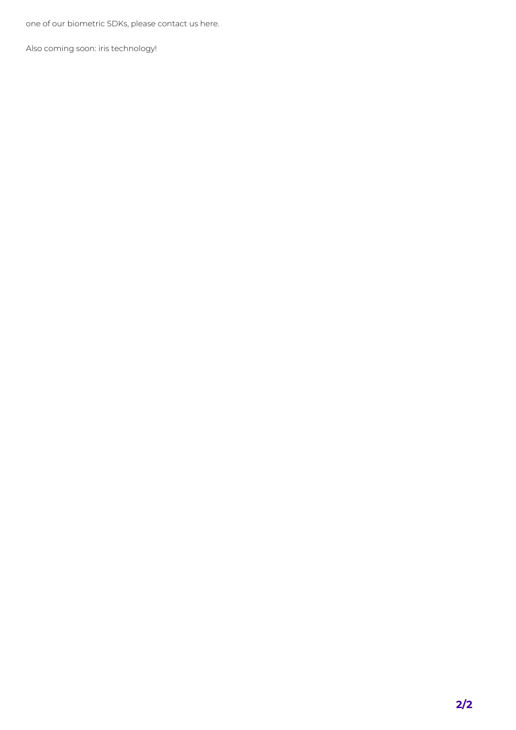one of our biometric SDKs, please contact us here.

Also coming soon: iris technology!